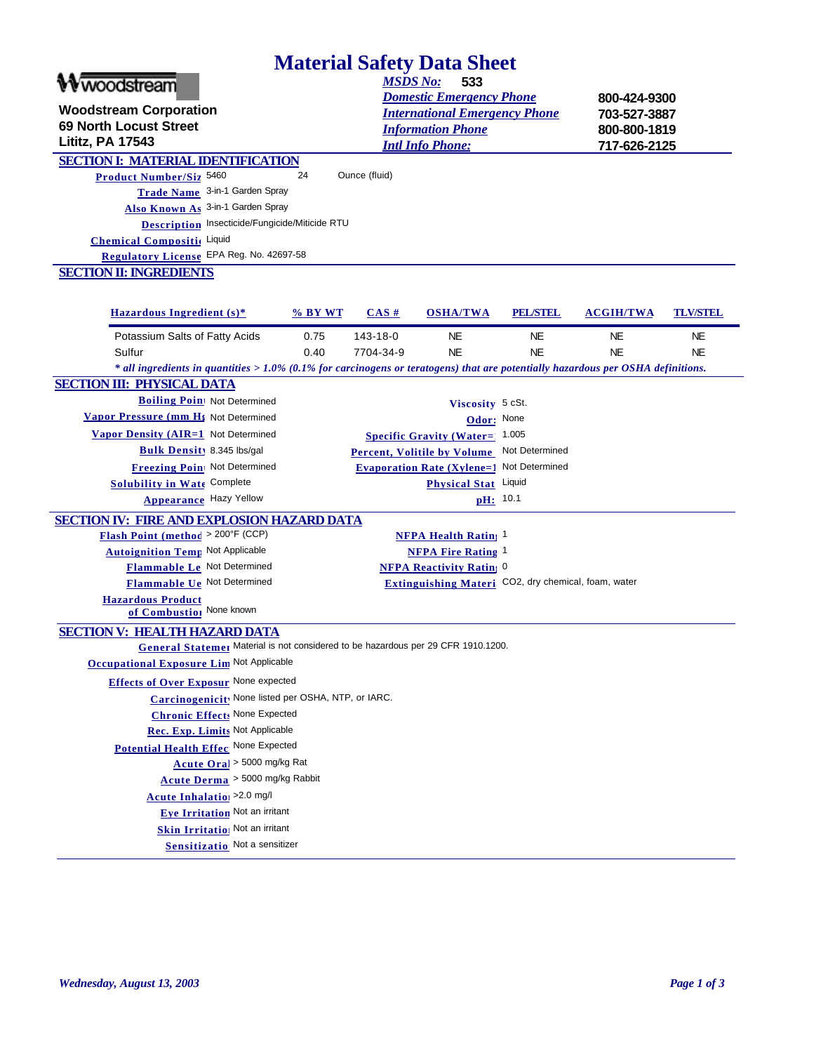# Material Safety Data Sheet

**Wwoodstream**

**Woodstream Corporation**
**69 North Locust Street**
**Lititz, PA 17543**

| | |
|---|---|
| *MSDS No:* | **533** |
| *Domestic Emergency Phone* | **800-424-9300** |
| *International Emergency Phone* | **703-527-3887** |
| *Information Phone* | **800-800-1819** |
| *Intl Info Phone:* | **717-626-2125** |

## SECTION I: MATERIAL IDENTIFICATION

**Product Number/Siz** 5460 24 Ounce (fluid)

**Trade Name** 3-in-1 Garden Spray

**Also Known As** 3-in-1 Garden Spray

**Description** Insecticide/Fungicide/Miticide RTU

**Chemical Compositi** Liquid

**Regulatory License** EPA Reg. No. 42697-58

## SECTION II: INGREDIENTS

| Hazardous Ingredient (s)* | % BY WT | CAS # | OSHA/TWA | PEL/STEL | ACGIH/TWA | TLV/STEL |
|---|---|---|---|---|---|---|
| Potassium Salts of Fatty Acids | 0.75 | 143-18-0 | NE | NE | NE | NE |
| Sulfur | 0.40 | 7704-34-9 | NE | NE | NE | NE |

*\* all ingredients in quantities > 1.0% (0.1% for carcinogens or teratogens) that are potentially hazardous per OSHA definitions.*

## SECTION III: PHYSICAL DATA

**Boiling Poin** Not Determined

**Vapor Pressure (mm Hg** Not Determined

**Vapor Density (AIR=1** Not Determined

**Bulk Density** 8.345 lbs/gal

**Freezing Poin** Not Determined

**Solubility in Wate** Complete

**Appearance** Hazy Yellow

**Viscosity** 5 cSt.

**Odor:** None

**Specific Gravity (Water=** 1.005

**Percent, Volitile by Volume** Not Determined

**Evaporation Rate (Xylene=1** Not Determined

**Physical Stat** Liquid

**pH:** 10.1

## SECTION IV: FIRE AND EXPLOSION HAZARD DATA

**Flash Point (method** > 200°F (CCP)

**Autoignition Temp** Not Applicable

**Flammable Le** Not Determined

**Flammable Ue** Not Determined

**Hazardous Product of Combustion** None known

**NFPA Health Rating** 1

**NFPA Fire Rating** 1

**NFPA Reactivity Rating** 0

**Extinguishing Materi** CO2, dry chemical, foam, water

## SECTION V: HEALTH HAZARD DATA

**General Statemer** Material is not considered to be hazardous per 29 CFR 1910.1200.

**Occupational Exposure Lim** Not Applicable

**Effects of Over Exposur** None expected

**Carcinogenicity** None listed per OSHA, NTP, or IARC.

**Chronic Effects** None Expected

**Rec. Exp. Limits** Not Applicable

**Potential Health Effec** None Expected

**Acute Oral** > 5000 mg/kg Rat

**Acute Derma** > 5000 mg/kg Rabbit

**Acute Inhalatio** >2.0 mg/l

**Eye Irritation** Not an irritant

**Skin Irritatio** Not an irritant

**Sensitizatio** Not a sensitizer

*Wednesday, August 13, 2003*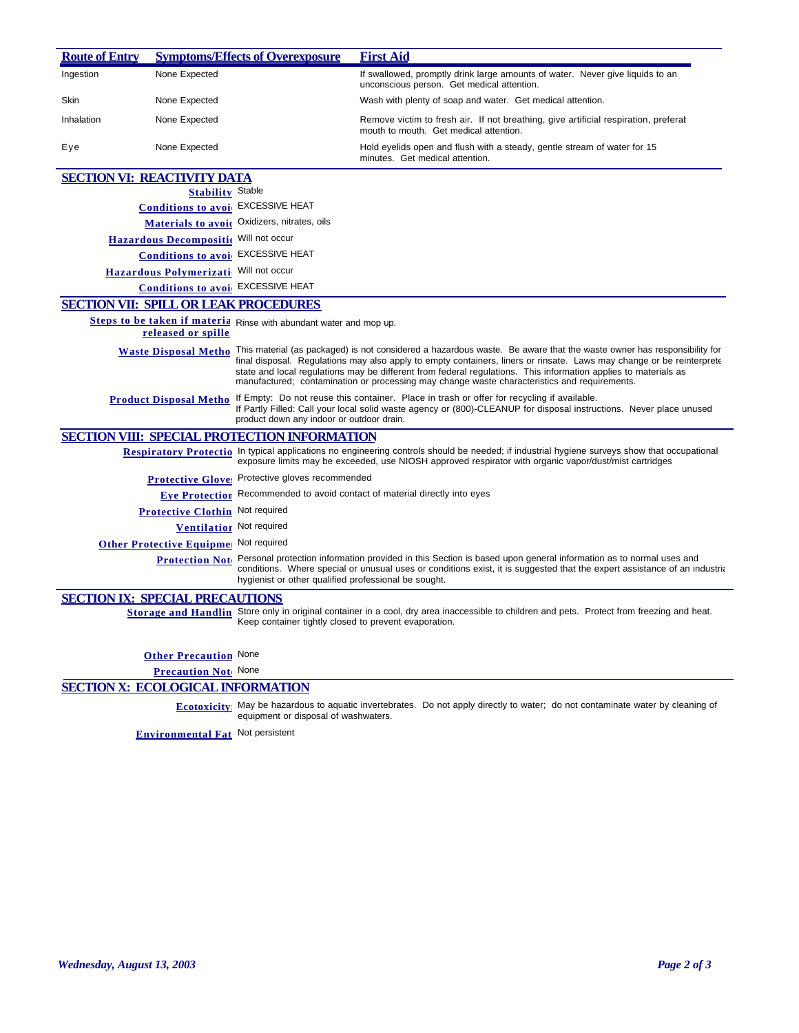| Route of Entry | Symptoms/Effects of Overexposure | First Aid |
|---|---|---|
| Ingestion | None Expected | If swallowed, promptly drink large amounts of water. Never give liquids to an unconscious person. Get medical attention. |
| Skin | None Expected | Wash with plenty of soap and water. Get medical attention. |
| Inhalation | None Expected | Remove victim to fresh air. If not breathing, give artificial respiration, preferal mouth to mouth. Get medical attention. |
| Eye | None Expected | Hold eyelids open and flush with a steady, gentle stream of water for 15 minutes. Get medical attention. |

## SECTION VI: REACTIVITY DATA

**Stability** Stable

**Conditions to avoi** EXCESSIVE HEAT

**Materials to avoid** Oxidizers, nitrates, oils

**Hazardous Decompositio** Will not occur

**Conditions to avoi** EXCESSIVE HEAT

**Hazardous Polymerizati** Will not occur

**Conditions to avoi** EXCESSIVE HEAT

## SECTION VII: SPILL OR LEAK PROCEDURES

**Steps to be taken if materia released or spille** Rinse with abundant water and mop up.

**Waste Disposal Metho** This material (as packaged) is not considered a hazardous waste. Be aware that the waste owner has responsibility for final disposal. Regulations may also apply to empty containers, liners or rinsate. Laws may change or be reinterprete state and local regulations may be different from federal regulations. This information applies to materials as manufactured; contamination or processing may change waste characteristics and requirements.

**Product Disposal Metho** If Empty: Do not reuse this container. Place in trash or offer for recycling if available.
If Partly Filled: Call your local solid waste agency or (800)-CLEANUP for disposal instructions. Never place unused product down any indoor or outdoor drain.

## SECTION VIII: SPECIAL PROTECTION INFORMATION

**Respiratory Protectio** In typical applications no engineering controls should be needed; if industrial hygiene surveys show that occupational exposure limits may be exceeded, use NIOSH approved respirator with organic vapor/dust/mist cartridges

**Protective Glove** Protective gloves recommended

**Eye Protection** Recommended to avoid contact of material directly into eyes

**Protective Clothin** Not required

**Ventilation** Not required

**Other Protective Equipme** Not required

**Protection Not** Personal protection information provided in this Section is based upon general information as to normal uses and conditions. Where special or unusual uses or conditions exist, it is suggested that the expert assistance of an industria hygienist or other qualified professional be sought.

## SECTION IX: SPECIAL PRECAUTIONS

**Storage and Handlin** Store only in original container in a cool, dry area inaccessible to children and pets. Protect from freezing and heat. Keep container tightly closed to prevent evaporation.

**Other Precaution** None

**Precaution Not** None

## SECTION X: ECOLOGICAL INFORMATION

**Ecotoxicity** May be hazardous to aquatic invertebrates. Do not apply directly to water; do not contaminate water by cleaning of equipment or disposal of washwaters.

**Environmental Fat** Not persistent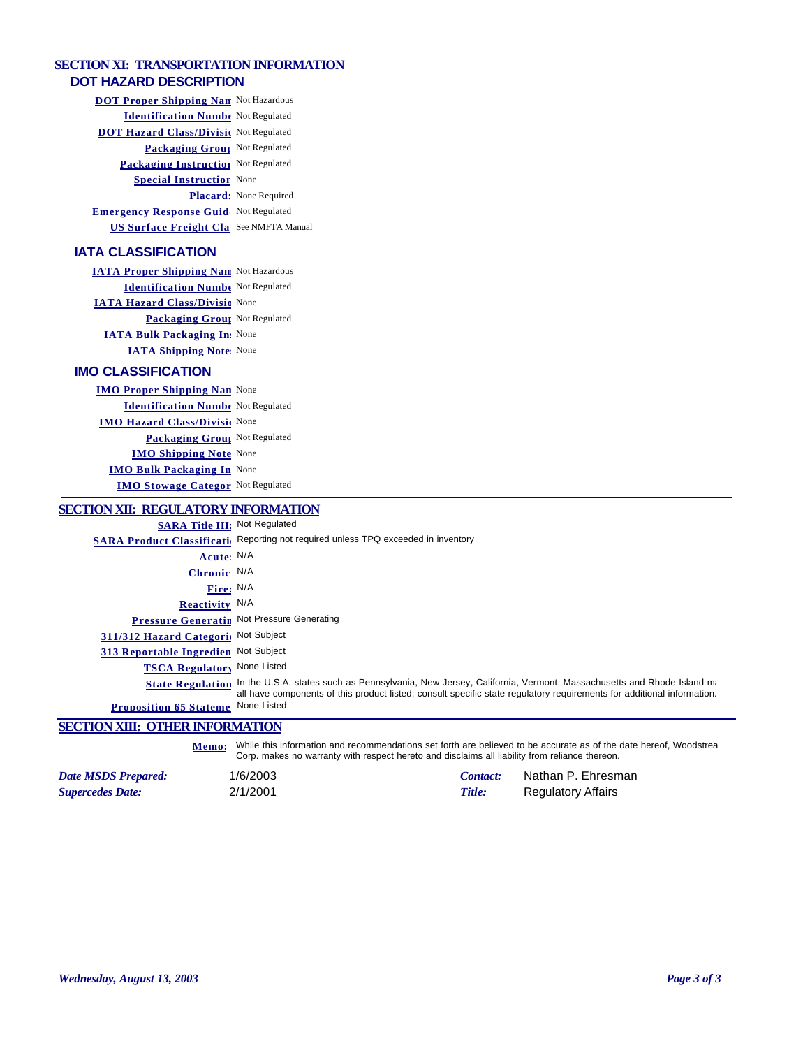## SECTION XI: TRANSPORTATION INFORMATION

### DOT HAZARD DESCRIPTION

| | |
|---|---|
| **DOT Proper Shipping Nam** | Not Hazardous |
| **Identification Numbe** | Not Regulated |
| **DOT Hazard Class/Divisi** | Not Regulated |
| **Packaging Grou** | Not Regulated |
| **Packaging Instructio** | Not Regulated |
| **Special Instruction** | None |
| **Placard:** | None Required |
| **Emergency Response Guid** | Not Regulated |
| **US Surface Freight Cla** | See NMFTA Manual |

### IATA CLASSIFICATION

| | |
|---|---|
| **IATA Proper Shipping Nam** | Not Hazardous |
| **Identification Numbe** | Not Regulated |
| **IATA Hazard Class/Divisio** | None |
| **Packaging Grou** | Not Regulated |
| **IATA Bulk Packaging In** | None |
| **IATA Shipping Note** | None |

### IMO CLASSIFICATION

| | |
|---|---|
| **IMO Proper Shipping Nan** | None |
| **Identification Numbe** | Not Regulated |
| **IMO Hazard Class/Divisi** | None |
| **Packaging Grou** | Not Regulated |
| **IMO Shipping Note** | None |
| **IMO Bulk Packaging In** | None |
| **IMO Stowage Categor** | Not Regulated |

## SECTION XII: REGULATORY INFORMATION

| | |
|---|---|
| **SARA Title III:** | Not Regulated |
| **SARA Product Classificati** | Reporting not required unless TPQ exceeded in inventory |
| **Acute:** | N/A |
| **Chronic** | N/A |
| **Fire:** | N/A |
| **Reactivity** | N/A |
| **Pressure Generatin** | Not Pressure Generating |
| **311/312 Hazard Categori** | Not Subject |
| **313 Reportable Ingredien** | Not Subject |
| **TSCA Regulatory** | None Listed |
| **State Regulation** | In the U.S.A. states such as Pennsylvania, New Jersey, California, Vermont, Massachusetts and Rhode Island m all have components of this product listed; consult specific state regulatory requirements for additional information. |
| **Proposition 65 Stateme** | None Listed |

## SECTION XIII: OTHER INFORMATION

**Memo:** While this information and recommendations set forth are believed to be accurate as of the date hereof, Woodstrea Corp. makes no warranty with respect hereto and disclaims all liability from reliance thereon.

| | | | |
|---|---|---|---|
| ***Date MSDS Prepared:*** | 1/6/2003 | ***Contact:*** | Nathan P. Ehresman |
| ***Supercedes Date:*** | 2/1/2001 | ***Title:*** | Regulatory Affairs |

*Wednesday, August 13, 2003*